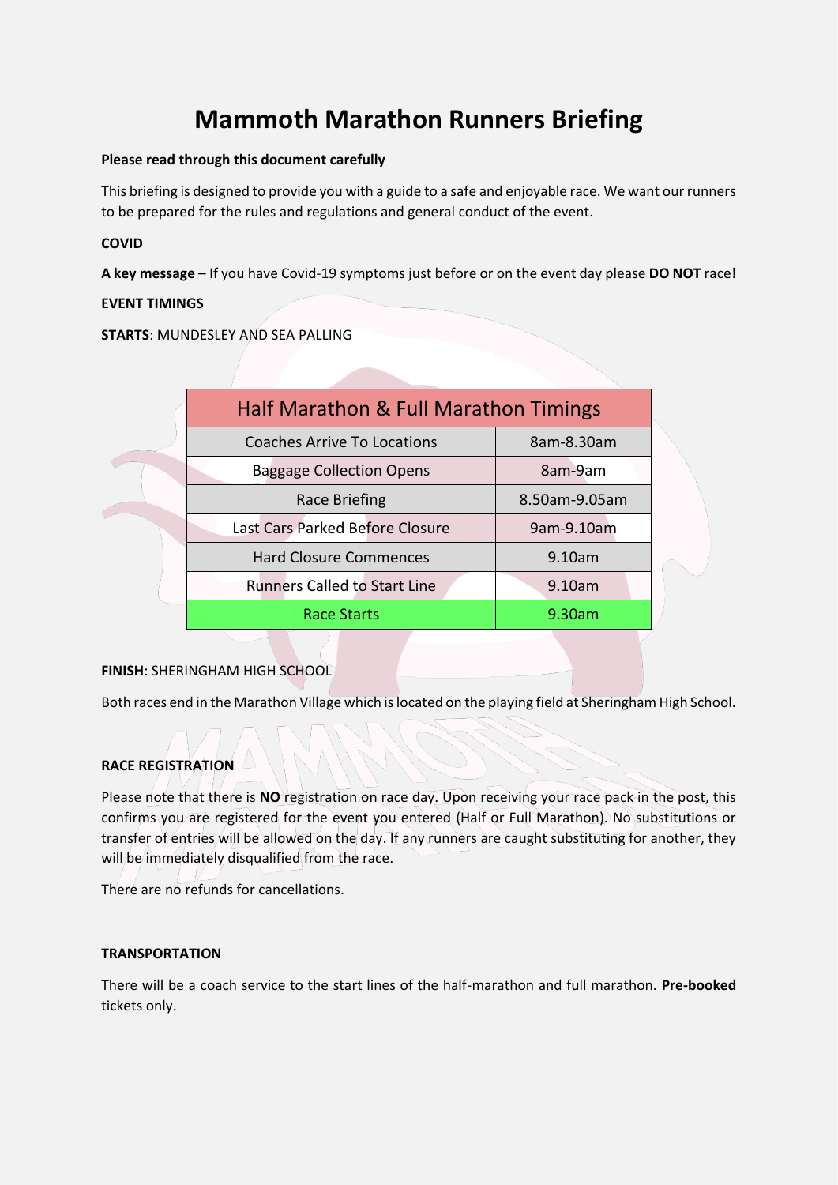# Mammoth Marathon Runners Briefing

**Please read through this document carefully**

This briefing is designed to provide you with a guide to a safe and enjoyable race. We want our runners to be prepared for the rules and regulations and general conduct of the event.

**COVID**

**A key message** – If you have Covid-19 symptoms just before or on the event day please **DO NOT** race!

**EVENT TIMINGS**

**STARTS**: MUNDESLEY AND SEA PALLING

| Half Marathon & Full Marathon Timings | |
|---|---|
| Coaches Arrive To Locations | 8am-8.30am |
| Baggage Collection Opens | 8am-9am |
| Race Briefing | 8.50am-9.05am |
| Last Cars Parked Before Closure | 9am-9.10am |
| Hard Closure Commences | 9.10am |
| Runners Called to Start Line | 9.10am |
| Race Starts | 9.30am |

**FINISH**: SHERINGHAM HIGH SCHOOL

Both races end in the Marathon Village which is located on the playing field at Sheringham High School.

**RACE REGISTRATION**

Please note that there is **NO** registration on race day. Upon receiving your race pack in the post, this confirms you are registered for the event you entered (Half or Full Marathon). No substitutions or transfer of entries will be allowed on the day. If any runners are caught substituting for another, they will be immediately disqualified from the race.

There are no refunds for cancellations.

**TRANSPORTATION**

There will be a coach service to the start lines of the half-marathon and full marathon. **Pre-booked** tickets only.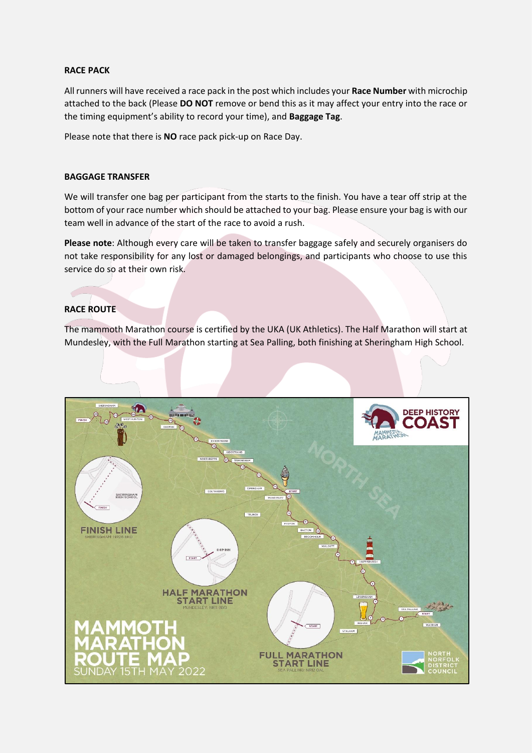## RACE PACK

All runners will have received a race pack in the post which includes your **Race Number** with microchip attached to the back (Please **DO NOT** remove or bend this as it may affect your entry into the race or the timing equipment's ability to record your time), and **Baggage Tag**.

Please note that there is **NO** race pack pick-up on Race Day.

## BAGGAGE TRANSFER

We will transfer one bag per participant from the starts to the finish. You have a tear off strip at the bottom of your race number which should be attached to your bag. Please ensure your bag is with our team well in advance of the start of the race to avoid a rush.

**Please note**: Although every care will be taken to transfer baggage safely and securely organisers do not take responsibility for any lost or damaged belongings, and participants who choose to use this service do so at their own risk.

## RACE ROUTE

The mammoth Marathon course is certified by the UKA (UK Athletics). The Half Marathon will start at Mundesley, with the Full Marathon starting at Sea Palling, both finishing at Sheringham High School.

MAMMOTH MARATHON ROUTE MAP
SUNDAY 15TH MAY 2022

FINISH LINE
SHERINGHAM: NR26 8ND

HALF MARATHON START LINE
MUNDESLEY: NR11 8BQ

FULL MARATHON START LINE
SEA PALLING: NR12 0AL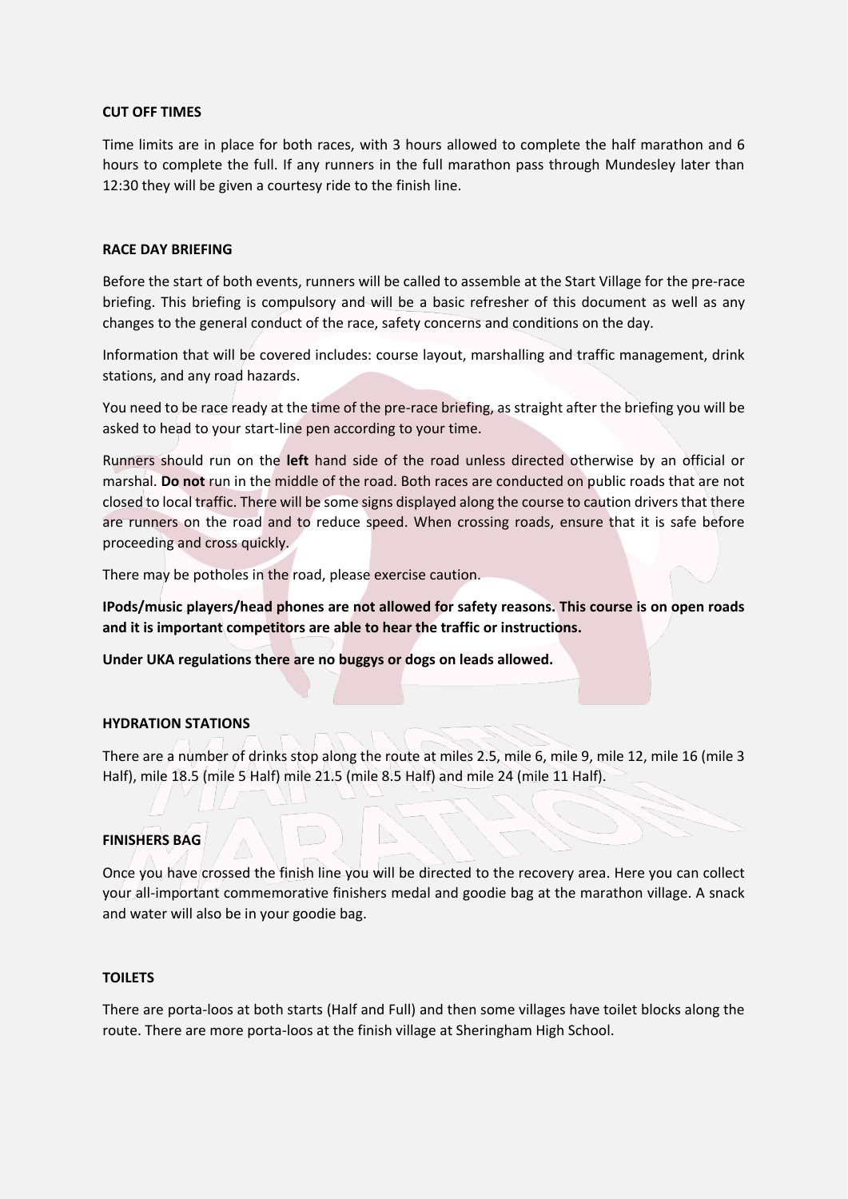**CUT OFF TIMES**

Time limits are in place for both races, with 3 hours allowed to complete the half marathon and 6 hours to complete the full. If any runners in the full marathon pass through Mundesley later than 12:30 they will be given a courtesy ride to the finish line.

**RACE DAY BRIEFING**

Before the start of both events, runners will be called to assemble at the Start Village for the pre-race briefing. This briefing is compulsory and will be a basic refresher of this document as well as any changes to the general conduct of the race, safety concerns and conditions on the day.

Information that will be covered includes: course layout, marshalling and traffic management, drink stations, and any road hazards.

You need to be race ready at the time of the pre-race briefing, as straight after the briefing you will be asked to head to your start-line pen according to your time.

Runners should run on the **left** hand side of the road unless directed otherwise by an official or marshal. **Do not** run in the middle of the road. Both races are conducted on public roads that are not closed to local traffic. There will be some signs displayed along the course to caution drivers that there are runners on the road and to reduce speed. When crossing roads, ensure that it is safe before proceeding and cross quickly.

There may be potholes in the road, please exercise caution.

**IPods/music players/head phones are not allowed for safety reasons. This course is on open roads and it is important competitors are able to hear the traffic or instructions.**

**Under UKA regulations there are no buggys or dogs on leads allowed.**

**HYDRATION STATIONS**

There are a number of drinks stop along the route at miles 2.5, mile 6, mile 9, mile 12, mile 16 (mile 3 Half), mile 18.5 (mile 5 Half) mile 21.5 (mile 8.5 Half) and mile 24 (mile 11 Half).

**FINISHERS BAG**

Once you have crossed the finish line you will be directed to the recovery area. Here you can collect your all-important commemorative finishers medal and goodie bag at the marathon village. A snack and water will also be in your goodie bag.

**TOILETS**

There are porta-loos at both starts (Half and Full) and then some villages have toilet blocks along the route. There are more porta-loos at the finish village at Sheringham High School.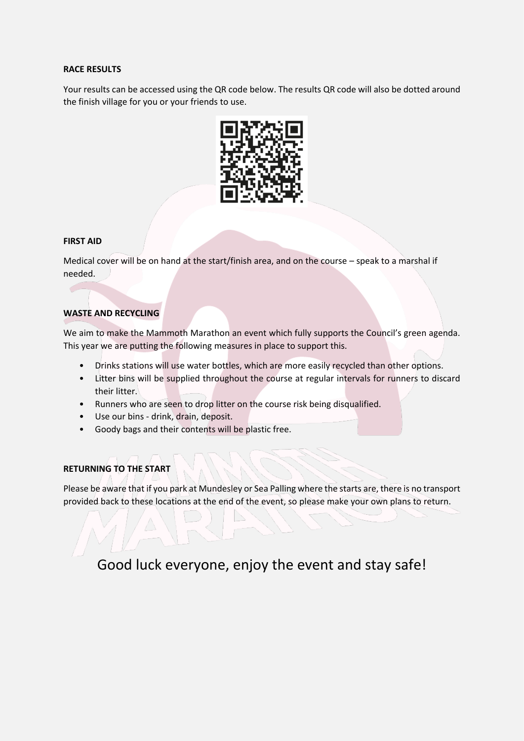**RACE RESULTS**

Your results can be accessed using the QR code below. The results QR code will also be dotted around the finish village for you or your friends to use.

**FIRST AID**

Medical cover will be on hand at the start/finish area, and on the course – speak to a marshal if needed.

**WASTE AND RECYCLING**

We aim to make the Mammoth Marathon an event which fully supports the Council's green agenda. This year we are putting the following measures in place to support this.

- Drinks stations will use water bottles, which are more easily recycled than other options.
- Litter bins will be supplied throughout the course at regular intervals for runners to discard their litter.
- Runners who are seen to drop litter on the course risk being disqualified.
- Use our bins - drink, drain, deposit.
- Goody bags and their contents will be plastic free.

**RETURNING TO THE START**

Please be aware that if you park at Mundesley or Sea Palling where the starts are, there is no transport provided back to these locations at the end of the event, so please make your own plans to return.

Good luck everyone, enjoy the event and stay safe!